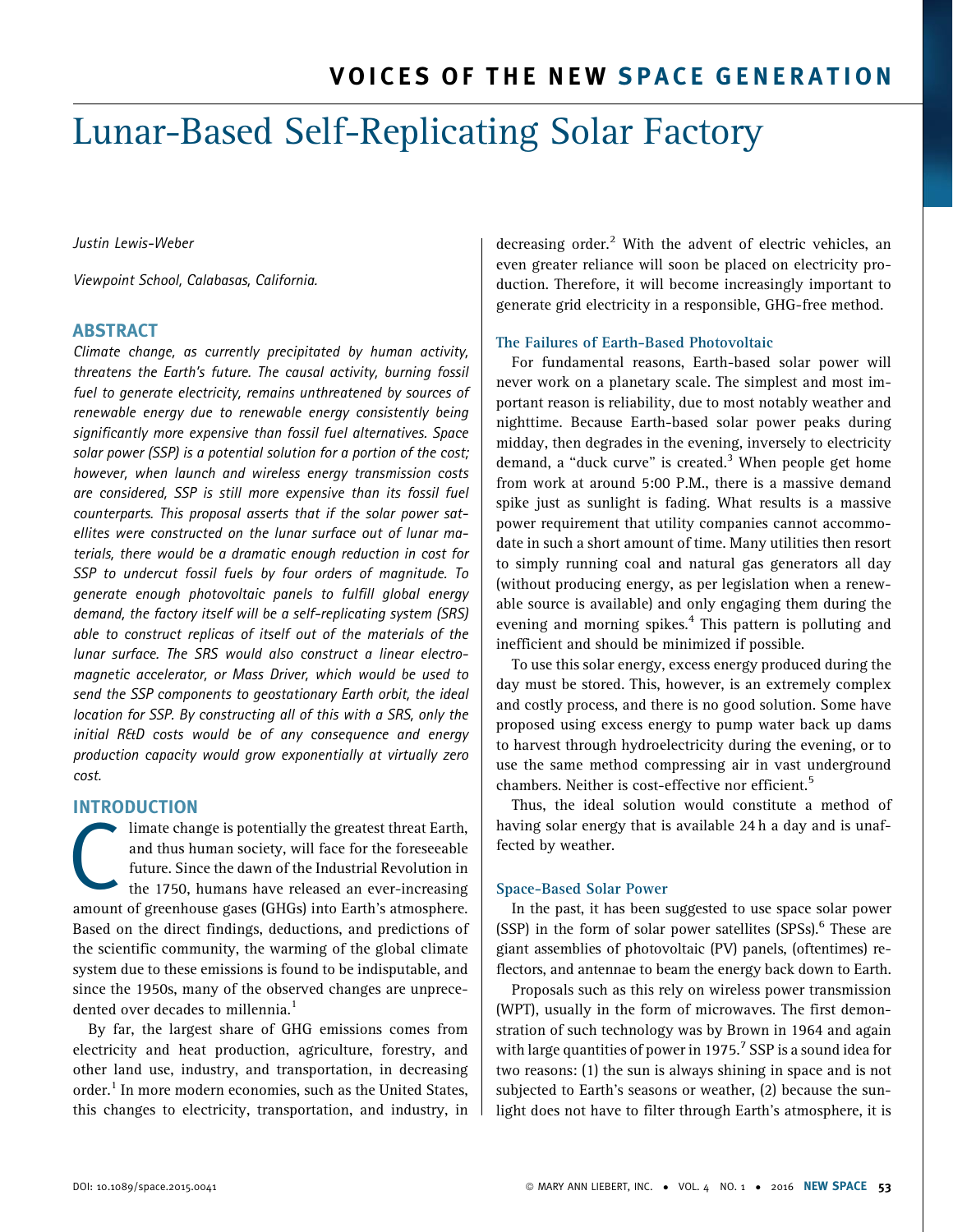# Lunar-Based Self-Replicating Solar Factory

*Justin Lewis-Weber*

*Viewpoint School, Calabasas, California.*

## ABSTRACT

*Climate change, as currently precipitated by human activity, threatens the Earth's future. The causal activity, burning fossil fuel to generate electricity, remains unthreatened by sources of renewable energy due to renewable energy consistently being significantly more expensive than fossil fuel alternatives. Space solar power (SSP) is a potential solution for a portion of the cost; however, when launch and wireless energy transmission costs are considered, SSP is still more expensive than its fossil fuel counterparts. This proposal asserts that if the solar power satellites were constructed on the lunar surface out of lunar materials, there would be a dramatic enough reduction in cost for SSP to undercut fossil fuels by four orders of magnitude. To generate enough photovoltaic panels to fulfill global energy demand, the factory itself will be a self-replicating system (SRS) able to construct replicas of itself out of the materials of the lunar surface. The SRS would also construct a linear electromagnetic accelerator, or Mass Driver, which would be used to send the SSP components to geostationary Earth orbit, the ideal location for SSP. By constructing all of this with a SRS, only the initial R&D costs would be of any consequence and energy production capacity would grow exponentially at virtually zero cost.*

## INTRODUCTION

Climate change is potentially the greatest threat Earth, and thus human society, will face for the foreseeable future. Since the dawn of the Industrial Revolution in the 1750, humans have released an ever-increasing amount of greenhouse gases (GHGs) into Earth's atmosphere. Based on the direct findings, deductions, and predictions of the scientific community, the warming of the global climate system due to these emissions is found to be indisputable, and since the 1950s, many of the observed changes are unprecedented over decades to millennia.[1]

By far, the largest share of GHG emissions comes from electricity and heat production, agriculture, forestry, and other land use, industry, and transportation, in decreasing order.[1] In more modern economies, such as the United States, this changes to electricity, transportation, and industry, in decreasing order.[2] With the advent of electric vehicles, an even greater reliance will soon be placed on electricity production. Therefore, it will become increasingly important to generate grid electricity in a responsible, GHG-free method.

### The Failures of Earth-Based Photovoltaic

For fundamental reasons, Earth-based solar power will never work on a planetary scale. The simplest and most important reason is reliability, due to most notably weather and nighttime. Because Earth-based solar power peaks during midday, then degrades in the evening, inversely to electricity demand, a "duck curve" is created.[3] When people get home from work at around 5:00 P.M., there is a massive demand spike just as sunlight is fading. What results is a massive power requirement that utility companies cannot accommodate in such a short amount of time. Many utilities then resort to simply running coal and natural gas generators all day (without producing energy, as per legislation when a renewable source is available) and only engaging them during the evening and morning spikes.[4] This pattern is polluting and inefficient and should be minimized if possible.

To use this solar energy, excess energy produced during the day must be stored. This, however, is an extremely complex and costly process, and there is no good solution. Some have proposed using excess energy to pump water back up dams to harvest through hydroelectricity during the evening, or to use the same method compressing air in vast underground chambers. Neither is cost-effective nor efficient.[5]

Thus, the ideal solution would constitute a method of having solar energy that is available 24 h a day and is unaffected by weather.

### Space-Based Solar Power

In the past, it has been suggested to use space solar power (SSP) in the form of solar power satellites (SPSs).[6] These are giant assemblies of photovoltaic (PV) panels, (oftentimes) reflectors, and antennae to beam the energy back down to Earth.

Proposals such as this rely on wireless power transmission (WPT), usually in the form of microwaves. The first demonstration of such technology was by Brown in 1964 and again with large quantities of power in 1975.[7] SSP is a sound idea for two reasons: (1) the sun is always shining in space and is not subjected to Earth's seasons or weather, (2) because the sunlight does not have to filter through Earth's atmosphere, it is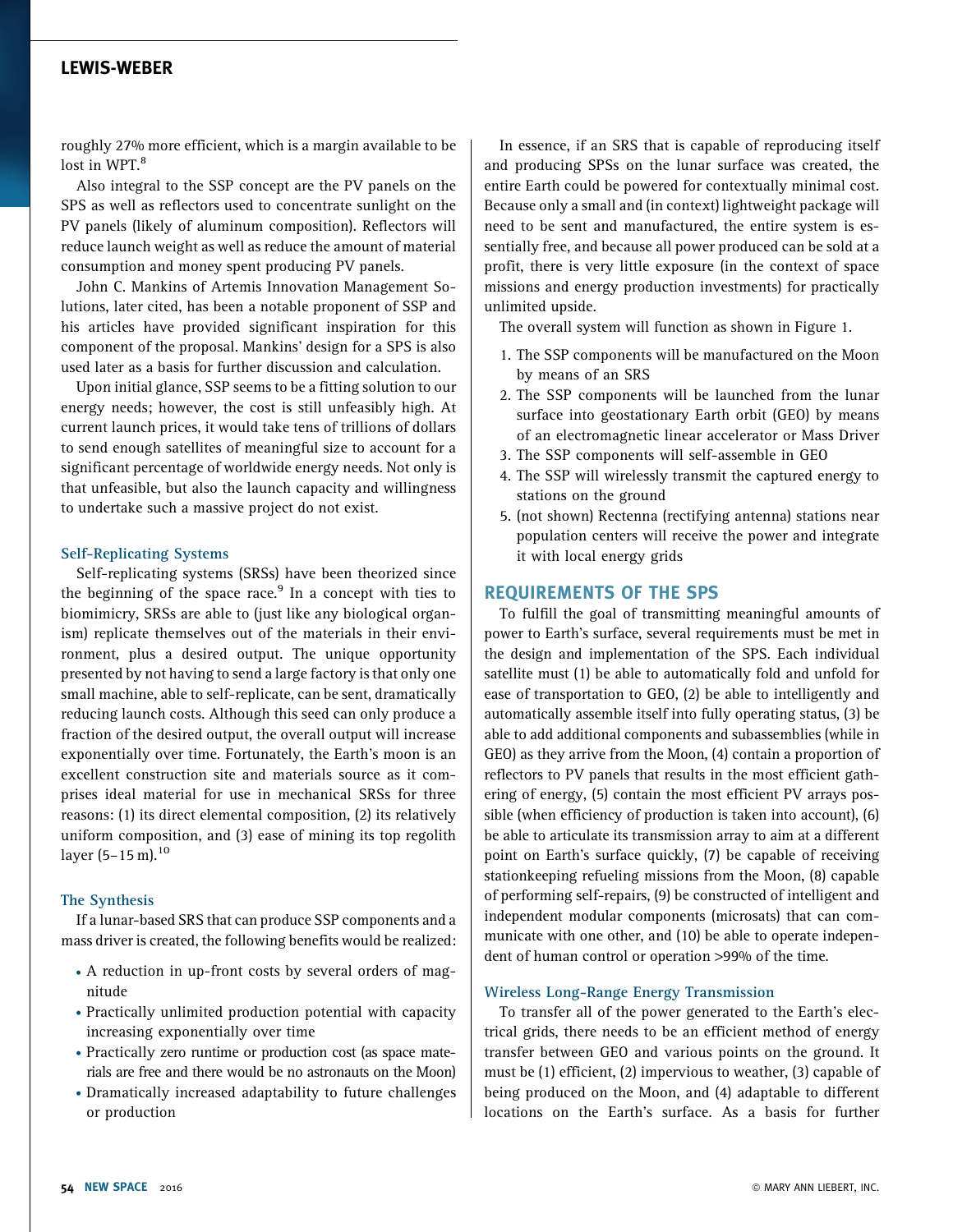roughly 27% more efficient, which is a margin available to be lost in WPT.[8]

Also integral to the SSP concept are the PV panels on the SPS as well as reflectors used to concentrate sunlight on the PV panels (likely of aluminum composition). Reflectors will reduce launch weight as well as reduce the amount of material consumption and money spent producing PV panels.

John C. Mankins of Artemis Innovation Management Solutions, later cited, has been a notable proponent of SSP and his articles have provided significant inspiration for this component of the proposal. Mankins' design for a SPS is also used later as a basis for further discussion and calculation.

Upon initial glance, SSP seems to be a fitting solution to our energy needs; however, the cost is still unfeasibly high. At current launch prices, it would take tens of trillions of dollars to send enough satellites of meaningful size to account for a significant percentage of worldwide energy needs. Not only is that unfeasible, but also the launch capacity and willingness to undertake such a massive project do not exist.

### Self-Replicating Systems

Self-replicating systems (SRSs) have been theorized since the beginning of the space race.[9] In a concept with ties to biomimicry, SRSs are able to (just like any biological organism) replicate themselves out of the materials in their environment, plus a desired output. The unique opportunity presented by not having to send a large factory is that only one small machine, able to self-replicate, can be sent, dramatically reducing launch costs. Although this seed can only produce a fraction of the desired output, the overall output will increase exponentially over time. Fortunately, the Earth's moon is an excellent construction site and materials source as it comprises ideal material for use in mechanical SRSs for three reasons: (1) its direct elemental composition, (2) its relatively uniform composition, and (3) ease of mining its top regolith layer (5–15 m).[10]

### The Synthesis

If a lunar-based SRS that can produce SSP components and a mass driver is created, the following benefits would be realized:

- A reduction in up-front costs by several orders of magnitude
- Practically unlimited production potential with capacity increasing exponentially over time
- Practically zero runtime or production cost (as space materials are free and there would be no astronauts on the Moon)
- Dramatically increased adaptability to future challenges or production

In essence, if an SRS that is capable of reproducing itself and producing SPSs on the lunar surface was created, the entire Earth could be powered for contextually minimal cost. Because only a small and (in context) lightweight package will need to be sent and manufactured, the entire system is essentially free, and because all power produced can be sold at a profit, there is very little exposure (in the context of space missions and energy production investments) for practically unlimited upside.

The overall system will function as shown in Figure 1.

1. The SSP components will be manufactured on the Moon by means of an SRS
2. The SSP components will be launched from the lunar surface into geostationary Earth orbit (GEO) by means of an electromagnetic linear accelerator or Mass Driver
3. The SSP components will self-assemble in GEO
4. The SSP will wirelessly transmit the captured energy to stations on the ground
5. (not shown) Rectenna (rectifying antenna) stations near population centers will receive the power and integrate it with local energy grids

## REQUIREMENTS OF THE SPS

To fulfill the goal of transmitting meaningful amounts of power to Earth's surface, several requirements must be met in the design and implementation of the SPS. Each individual satellite must (1) be able to automatically fold and unfold for ease of transportation to GEO, (2) be able to intelligently and automatically assemble itself into fully operating status, (3) be able to add additional components and subassemblies (while in GEO) as they arrive from the Moon, (4) contain a proportion of reflectors to PV panels that results in the most efficient gathering of energy, (5) contain the most efficient PV arrays possible (when efficiency of production is taken into account), (6) be able to articulate its transmission array to aim at a different point on Earth's surface quickly, (7) be capable of receiving stationkeeping refueling missions from the Moon, (8) capable of performing self-repairs, (9) be constructed of intelligent and independent modular components (microsats) that can communicate with one other, and (10) be able to operate independent of human control or operation >99% of the time.

### Wireless Long-Range Energy Transmission

To transfer all of the power generated to the Earth's electrical grids, there needs to be an efficient method of energy transfer between GEO and various points on the ground. It must be (1) efficient, (2) impervious to weather, (3) capable of being produced on the Moon, and (4) adaptable to different locations on the Earth's surface. As a basis for further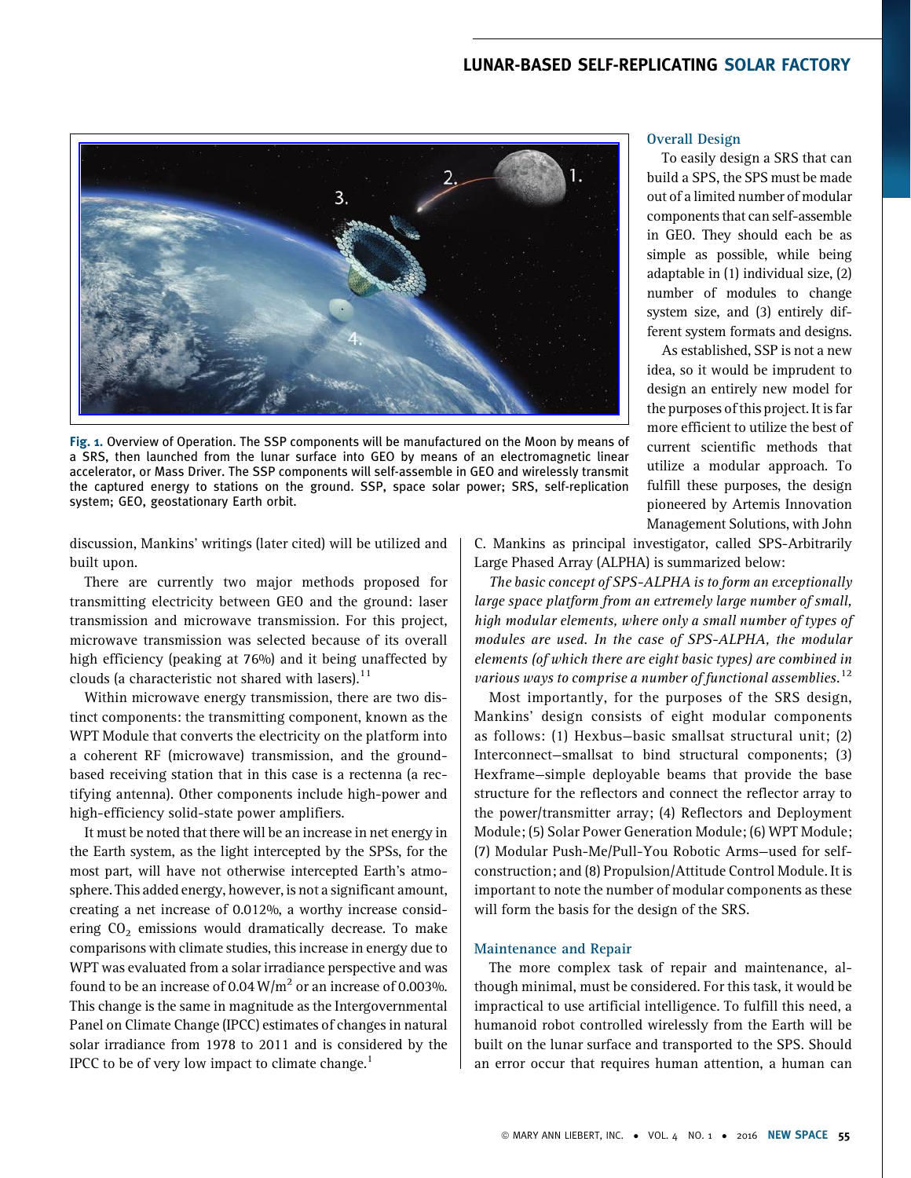Fig. 1. Overview of Operation. The SSP components will be manufactured on the Moon by means of a SRS, then launched from the lunar surface into GEO by means of an electromagnetic linear accelerator, or Mass Driver. The SSP components will self-assemble in GEO and wirelessly transmit the captured energy to stations on the ground. SSP, space solar power; SRS, self-replication system; GEO, geostationary Earth orbit.

discussion, Mankins' writings (later cited) will be utilized and built upon.

There are currently two major methods proposed for transmitting electricity between GEO and the ground: laser transmission and microwave transmission. For this project, microwave transmission was selected because of its overall high efficiency (peaking at 76%) and it being unaffected by clouds (a characteristic not shared with lasers).[11]

Within microwave energy transmission, there are two distinct components: the transmitting component, known as the WPT Module that converts the electricity on the platform into a coherent RF (microwave) transmission, and the ground-based receiving station that in this case is a rectenna (a rectifying antenna). Other components include high-power and high-efficiency solid-state power amplifiers.

It must be noted that there will be an increase in net energy in the Earth system, as the light intercepted by the SPSs, for the most part, will have not otherwise intercepted Earth's atmosphere. This added energy, however, is not a significant amount, creating a net increase of 0.012%, a worthy increase considering $CO_2$ emissions would dramatically decrease. To make comparisons with climate studies, this increase in energy due to WPT was evaluated from a solar irradiance perspective and was found to be an increase of 0.04 W/m$^2$ or an increase of 0.003%. This change is the same in magnitude as the Intergovernmental Panel on Climate Change (IPCC) estimates of changes in natural solar irradiance from 1978 to 2011 and is considered by the IPCC to be of very low impact to climate change.[1]

## Overall Design

To easily design a SRS that can build a SPS, the SPS must be made out of a limited number of modular components that can self-assemble in GEO. They should each be as simple as possible, while being adaptable in (1) individual size, (2) number of modules to change system size, and (3) entirely different system formats and designs.

As established, SSP is not a new idea, so it would be imprudent to design an entirely new model for the purposes of this project. It is far more efficient to utilize the best of current scientific methods that utilize a modular approach. To fulfill these purposes, the design pioneered by Artemis Innovation Management Solutions, with John C. Mankins as principal investigator, called SPS-Arbitrarily Large Phased Array (ALPHA) is summarized below:

*The basic concept of SPS-ALPHA is to form an exceptionally large space platform from an extremely large number of small, high modular elements, where only a small number of types of modules are used. In the case of SPS-ALPHA, the modular elements (of which there are eight basic types) are combined in various ways to comprise a number of functional assemblies.*[12]

Most importantly, for the purposes of the SRS design, Mankins' design consists of eight modular components as follows: (1) Hexbus—basic smallsat structural unit; (2) Interconnect—smallsat to bind structural components; (3) Hexframe—simple deployable beams that provide the base structure for the reflectors and connect the reflector array to the power/transmitter array; (4) Reflectors and Deployment Module; (5) Solar Power Generation Module; (6) WPT Module; (7) Modular Push-Me/Pull-You Robotic Arms—used for self-construction; and (8) Propulsion/Attitude Control Module. It is important to note the number of modular components as these will form the basis for the design of the SRS.

## Maintenance and Repair

The more complex task of repair and maintenance, although minimal, must be considered. For this task, it would be impractical to use artificial intelligence. To fulfill this need, a humanoid robot controlled wirelessly from the Earth will be built on the lunar surface and transported to the SPS. Should an error occur that requires human attention, a human can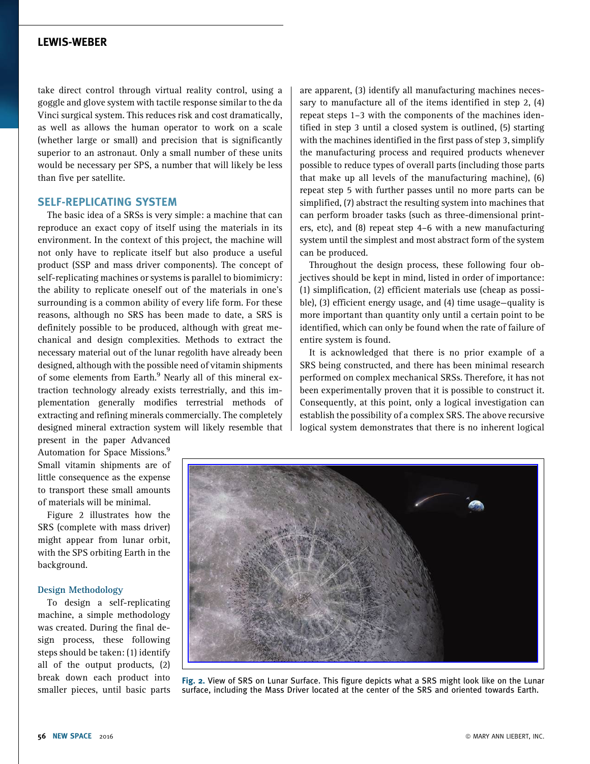take direct control through virtual reality control, using a goggle and glove system with tactile response similar to the da Vinci surgical system. This reduces risk and cost dramatically, as well as allows the human operator to work on a scale (whether large or small) and precision that is significantly superior to an astronaut. Only a small number of these units would be necessary per SPS, a number that will likely be less than five per satellite.

## SELF-REPLICATING SYSTEM

The basic idea of a SRSs is very simple: a machine that can reproduce an exact copy of itself using the materials in its environment. In the context of this project, the machine will not only have to replicate itself but also produce a useful product (SSP and mass driver components). The concept of self-replicating machines or systems is parallel to biomimicry: the ability to replicate oneself out of the materials in one's surrounding is a common ability of every life form. For these reasons, although no SRS has been made to date, a SRS is definitely possible to be produced, although with great mechanical and design complexities. Methods to extract the necessary material out of the lunar regolith have already been designed, although with the possible need of vitamin shipments of some elements from Earth.[9] Nearly all of this mineral extraction technology already exists terrestrially, and this implementation generally modifies terrestrial methods of extracting and refining minerals commercially. The completely designed mineral extraction system will likely resemble that present in the paper Advanced Automation for Space Missions.[9] Small vitamin shipments are of little consequence as the expense to transport these small amounts of materials will be minimal.

Figure 2 illustrates how the SRS (complete with mass driver) might appear from lunar orbit, with the SPS orbiting Earth in the background.

### Design Methodology

To design a self-replicating machine, a simple methodology was created. During the final design process, these following steps should be taken: (1) identify all of the output products, (2) break down each product into smaller pieces, until basic parts are apparent, (3) identify all manufacturing machines necessary to manufacture all of the items identified in step 2, (4) repeat steps 1–3 with the components of the machines identified in step 3 until a closed system is outlined, (5) starting with the machines identified in the first pass of step 3, simplify the manufacturing process and required products whenever possible to reduce types of overall parts (including those parts that make up all levels of the manufacturing machine), (6) repeat step 5 with further passes until no more parts can be simplified, (7) abstract the resulting system into machines that can perform broader tasks (such as three-dimensional printers, etc), and (8) repeat step 4–6 with a new manufacturing system until the simplest and most abstract form of the system can be produced.

Throughout the design process, these following four objectives should be kept in mind, listed in order of importance: (1) simplification, (2) efficient materials use (cheap as possible), (3) efficient energy usage, and (4) time usage—quality is more important than quantity only until a certain point to be identified, which can only be found when the rate of failure of entire system is found.

It is acknowledged that there is no prior example of a SRS being constructed, and there has been minimal research performed on complex mechanical SRSs. Therefore, it has not been experimentally proven that it is possible to construct it. Consequently, at this point, only a logical investigation can establish the possibility of a complex SRS. The above recursive logical system demonstrates that there is no inherent logical

**Fig. 2.** View of SRS on Lunar Surface. This figure depicts what a SRS might look like on the Lunar surface, including the Mass Driver located at the center of the SRS and oriented towards Earth.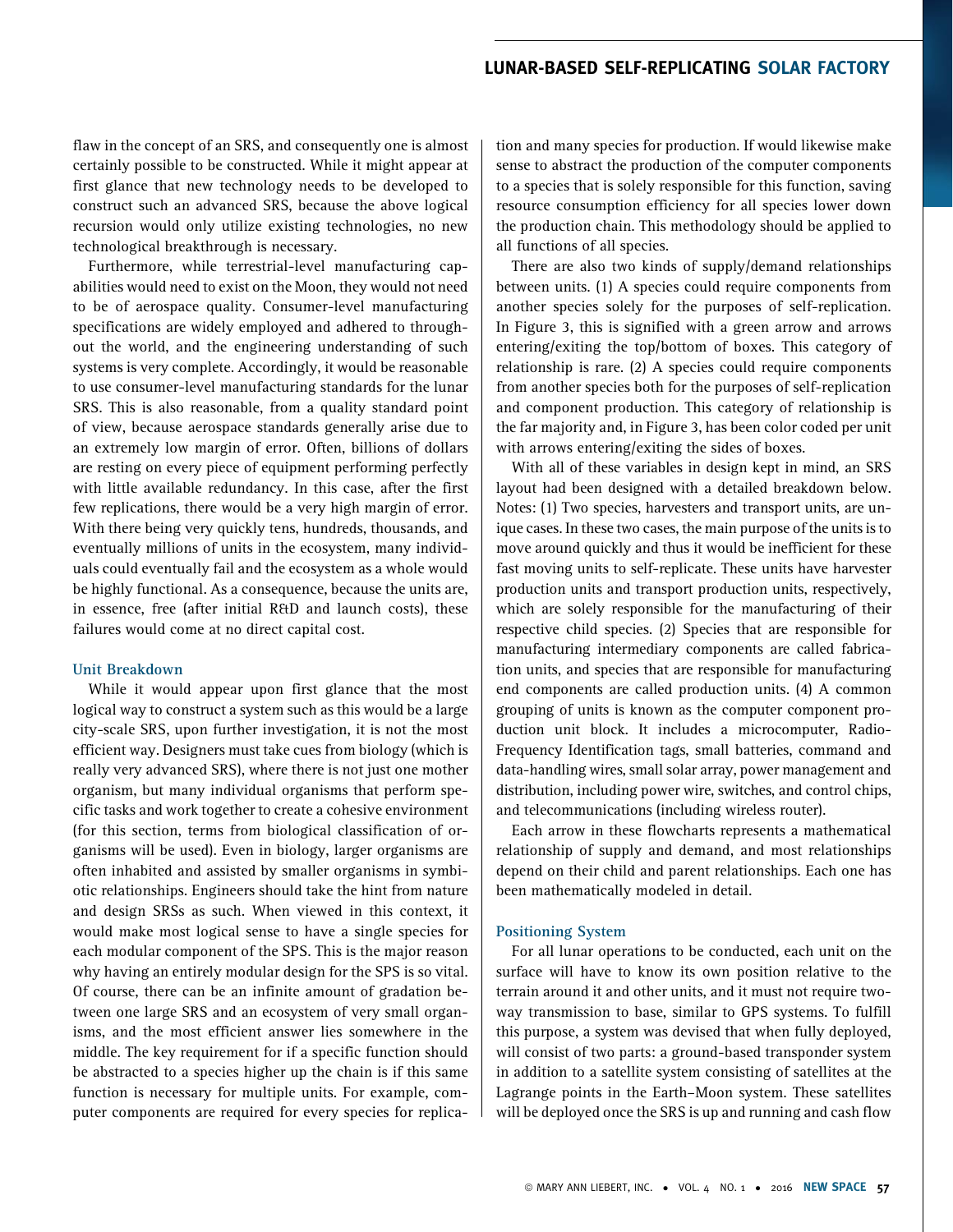flaw in the concept of an SRS, and consequently one is almost certainly possible to be constructed. While it might appear at first glance that new technology needs to be developed to construct such an advanced SRS, because the above logical recursion would only utilize existing technologies, no new technological breakthrough is necessary.

Furthermore, while terrestrial-level manufacturing capabilities would need to exist on the Moon, they would not need to be of aerospace quality. Consumer-level manufacturing specifications are widely employed and adhered to throughout the world, and the engineering understanding of such systems is very complete. Accordingly, it would be reasonable to use consumer-level manufacturing standards for the lunar SRS. This is also reasonable, from a quality standard point of view, because aerospace standards generally arise due to an extremely low margin of error. Often, billions of dollars are resting on every piece of equipment performing perfectly with little available redundancy. In this case, after the first few replications, there would be a very high margin of error. With there being very quickly tens, hundreds, thousands, and eventually millions of units in the ecosystem, many individuals could eventually fail and the ecosystem as a whole would be highly functional. As a consequence, because the units are, in essence, free (after initial R&D and launch costs), these failures would come at no direct capital cost.

### Unit Breakdown

While it would appear upon first glance that the most logical way to construct a system such as this would be a large city-scale SRS, upon further investigation, it is not the most efficient way. Designers must take cues from biology (which is really very advanced SRS), where there is not just one mother organism, but many individual organisms that perform specific tasks and work together to create a cohesive environment (for this section, terms from biological classification of organisms will be used). Even in biology, larger organisms are often inhabited and assisted by smaller organisms in symbiotic relationships. Engineers should take the hint from nature and design SRSs as such. When viewed in this context, it would make most logical sense to have a single species for each modular component of the SPS. This is the major reason why having an entirely modular design for the SPS is so vital. Of course, there can be an infinite amount of gradation between one large SRS and an ecosystem of very small organisms, and the most efficient answer lies somewhere in the middle. The key requirement for if a specific function should be abstracted to a species higher up the chain is if this same function is necessary for multiple units. For example, computer components are required for every species for replication and many species for production. If would likewise make sense to abstract the production of the computer components to a species that is solely responsible for this function, saving resource consumption efficiency for all species lower down the production chain. This methodology should be applied to all functions of all species.

There are also two kinds of supply/demand relationships between units. (1) A species could require components from another species solely for the purposes of self-replication. In Figure 3, this is signified with a green arrow and arrows entering/exiting the top/bottom of boxes. This category of relationship is rare. (2) A species could require components from another species both for the purposes of self-replication and component production. This category of relationship is the far majority and, in Figure 3, has been color coded per unit with arrows entering/exiting the sides of boxes.

With all of these variables in design kept in mind, an SRS layout had been designed with a detailed breakdown below. Notes: (1) Two species, harvesters and transport units, are unique cases. In these two cases, the main purpose of the units is to move around quickly and thus it would be inefficient for these fast moving units to self-replicate. These units have harvester production units and transport production units, respectively, which are solely responsible for the manufacturing of their respective child species. (2) Species that are responsible for manufacturing intermediary components are called fabrication units, and species that are responsible for manufacturing end components are called production units. (4) A common grouping of units is known as the computer component production unit block. It includes a microcomputer, Radio-Frequency Identification tags, small batteries, command and data-handling wires, small solar array, power management and distribution, including power wire, switches, and control chips, and telecommunications (including wireless router).

Each arrow in these flowcharts represents a mathematical relationship of supply and demand, and most relationships depend on their child and parent relationships. Each one has been mathematically modeled in detail.

### Positioning System

For all lunar operations to be conducted, each unit on the surface will have to know its own position relative to the terrain around it and other units, and it must not require two-way transmission to base, similar to GPS systems. To fulfill this purpose, a system was devised that when fully deployed, will consist of two parts: a ground-based transponder system in addition to a satellite system consisting of satellites at the Lagrange points in the Earth–Moon system. These satellites will be deployed once the SRS is up and running and cash flow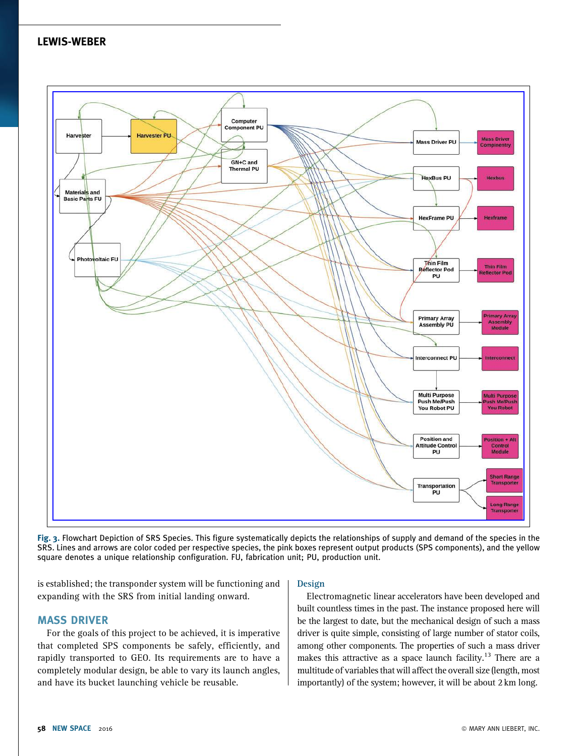**Fig. 3.** Flowchart Depiction of SRS Species. This figure systematically depicts the relationships of supply and demand of the species in the SRS. Lines and arrows are color coded per respective species, the pink boxes represent output products (SPS components), and the yellow square denotes a unique relationship configuration. FU, fabrication unit; PU, production unit.

is established; the transponder system will be functioning and expanding with the SRS from initial landing onward.

## MASS DRIVER

For the goals of this project to be achieved, it is imperative that completed SPS components be safely, efficiently, and rapidly transported to GEO. Its requirements are to have a completely modular design, be able to vary its launch angles, and have its bucket launching vehicle be reusable.

### Design

Electromagnetic linear accelerators have been developed and built countless times in the past. The instance proposed here will be the largest to date, but the mechanical design of such a mass driver is quite simple, consisting of large number of stator coils, among other components. The properties of such a mass driver makes this attractive as a space launch facility.[13] There are a multitude of variables that will affect the overall size (length, most importantly) of the system; however, it will be about 2 km long.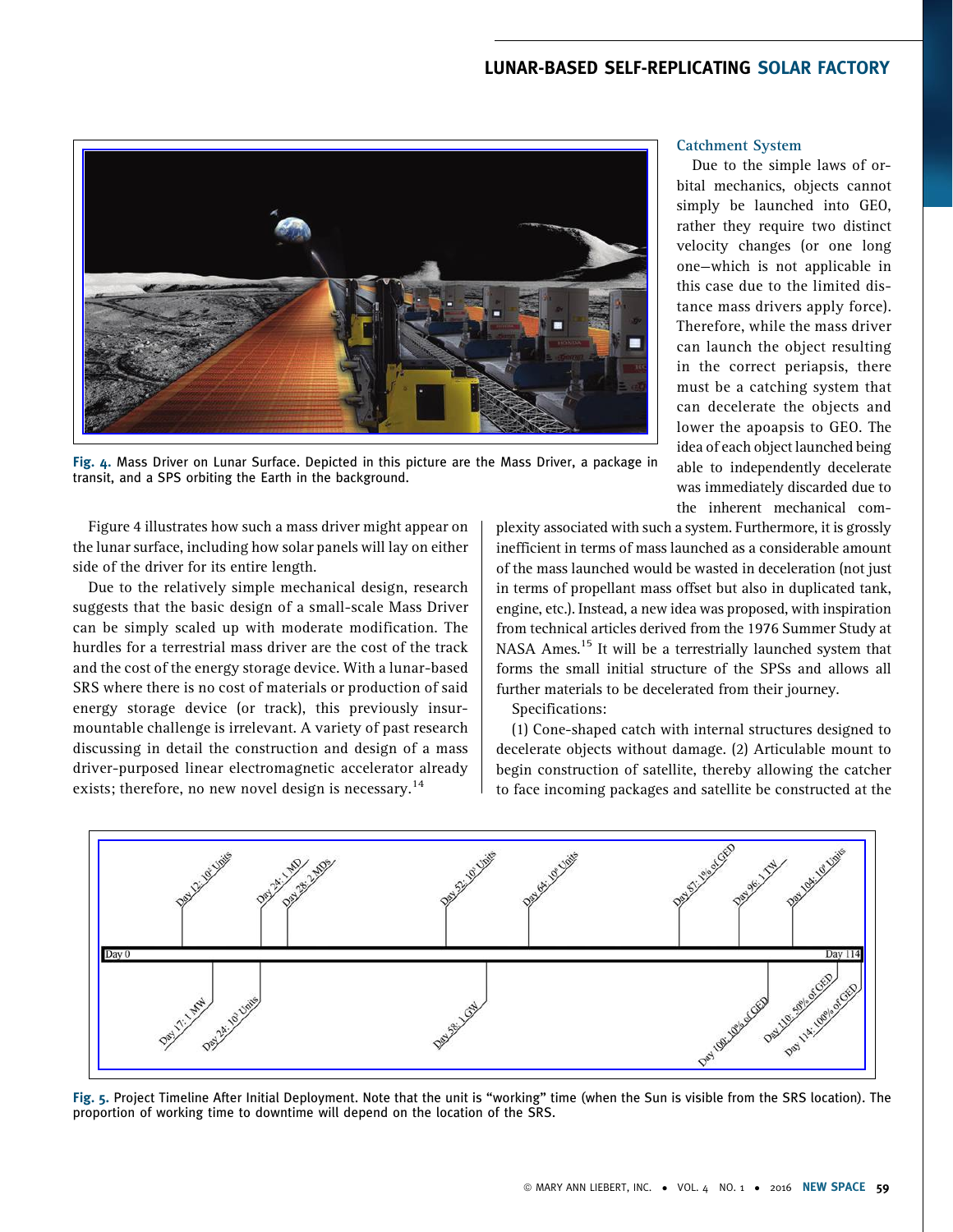Fig. 4. Mass Driver on Lunar Surface. Depicted in this picture are the Mass Driver, a package in transit, and a SPS orbiting the Earth in the background.

Figure 4 illustrates how such a mass driver might appear on the lunar surface, including how solar panels will lay on either side of the driver for its entire length.

Due to the relatively simple mechanical design, research suggests that the basic design of a small-scale Mass Driver can be simply scaled up with moderate modification. The hurdles for a terrestrial mass driver are the cost of the track and the cost of the energy storage device. With a lunar-based SRS where there is no cost of materials or production of said energy storage device (or track), this previously insurmountable challenge is irrelevant. A variety of past research discussing in detail the construction and design of a mass driver-purposed linear electromagnetic accelerator already exists; therefore, no new novel design is necessary.[14]

### Catchment System

Due to the simple laws of orbital mechanics, objects cannot simply be launched into GEO, rather they require two distinct velocity changes (or one long one—which is not applicable in this case due to the limited distance mass drivers apply force). Therefore, while the mass driver can launch the object resulting in the correct periapsis, there must be a catching system that can decelerate the objects and lower the apoapsis to GEO. The idea of each object launched being able to independently decelerate was immediately discarded due to the inherent mechanical complexity associated with such a system. Furthermore, it is grossly inefficient in terms of mass launched as a considerable amount of the mass launched would be wasted in deceleration (not just in terms of propellant mass offset but also in duplicated tank, engine, etc.). Instead, a new idea was proposed, with inspiration from technical articles derived from the 1976 Summer Study at NASA Ames.[15] It will be a terrestrially launched system that forms the small initial structure of the SPSs and allows all further materials to be decelerated from their journey.

Specifications:

(1) Cone-shaped catch with internal structures designed to decelerate objects without damage. (2) Articulable mount to begin construction of satellite, thereby allowing the catcher to face incoming packages and satellite be constructed at the

Day 0 — Day 114

Day 12: $10^2$ Units; Day 17: 1 MW; Day 24: 1 MD; Day 24: $10^3$ Units; Day 28: 2 MDs; Day 52: $10^5$ Units; Day 58: 1 GW; Day 64: $10^6$ Units; Day 87: 1% of GED; Day 96: 1 TW; Day 100: 10% of GED; Day 104: $10^7$ Units; Day 110: 50% of GED; Day 114: 100% of GED

Fig. 5. Project Timeline After Initial Deployment. Note that the unit is "working" time (when the Sun is visible from the SRS location). The proportion of working time to downtime will depend on the location of the SRS.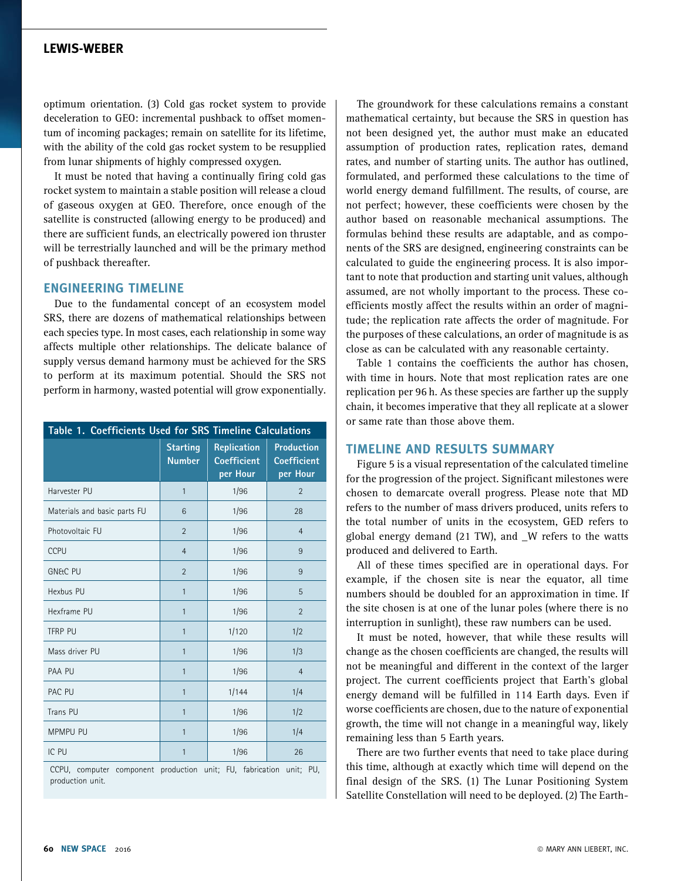optimum orientation. (3) Cold gas rocket system to provide deceleration to GEO: incremental pushback to offset momentum of incoming packages; remain on satellite for its lifetime, with the ability of the cold gas rocket system to be resupplied from lunar shipments of highly compressed oxygen.

It must be noted that having a continually firing cold gas rocket system to maintain a stable position will release a cloud of gaseous oxygen at GEO. Therefore, once enough of the satellite is constructed (allowing energy to be produced) and there are sufficient funds, an electrically powered ion thruster will be terrestrially launched and will be the primary method of pushback thereafter.

## ENGINEERING TIMELINE

Due to the fundamental concept of an ecosystem model SRS, there are dozens of mathematical relationships between each species type. In most cases, each relationship in some way affects multiple other relationships. The delicate balance of supply versus demand harmony must be achieved for the SRS to perform at its maximum potential. Should the SRS not perform in harmony, wasted potential will grow exponentially.

**Table 1. Coefficients Used for SRS Timeline Calculations**

| | Starting Number | Replication Coefficient per Hour | Production Coefficient per Hour |
|---|---|---|---|
| Harvester PU | 1 | 1/96 | 2 |
| Materials and basic parts FU | 6 | 1/96 | 28 |
| Photovoltaic FU | 2 | 1/96 | 4 |
| CCPU | 4 | 1/96 | 9 |
| GN&C PU | 2 | 1/96 | 9 |
| Hexbus PU | 1 | 1/96 | 5 |
| Hexframe PU | 1 | 1/96 | 2 |
| TFRP PU | 1 | 1/120 | 1/2 |
| Mass driver PU | 1 | 1/96 | 1/3 |
| PAA PU | 1 | 1/96 | 4 |
| PAC PU | 1 | 1/144 | 1/4 |
| Trans PU | 1 | 1/96 | 1/2 |
| MPMPU PU | 1 | 1/96 | 1/4 |
| IC PU | 1 | 1/96 | 26 |

CCPU, computer component production unit; FU, fabrication unit; PU, production unit.

The groundwork for these calculations remains a constant mathematical certainty, but because the SRS in question has not been designed yet, the author must make an educated assumption of production rates, replication rates, demand rates, and number of starting units. The author has outlined, formulated, and performed these calculations to the time of world energy demand fulfillment. The results, of course, are not perfect; however, these coefficients were chosen by the author based on reasonable mechanical assumptions. The formulas behind these results are adaptable, and as components of the SRS are designed, engineering constraints can be calculated to guide the engineering process. It is also important to note that production and starting unit values, although assumed, are not wholly important to the process. These coefficients mostly affect the results within an order of magnitude; the replication rate affects the order of magnitude. For the purposes of these calculations, an order of magnitude is as close as can be calculated with any reasonable certainty.

Table 1 contains the coefficients the author has chosen, with time in hours. Note that most replication rates are one replication per 96 h. As these species are farther up the supply chain, it becomes imperative that they all replicate at a slower or same rate than those above them.

## TIMELINE AND RESULTS SUMMARY

Figure 5 is a visual representation of the calculated timeline for the progression of the project. Significant milestones were chosen to demarcate overall progress. Please note that MD refers to the number of mass drivers produced, units refers to the total number of units in the ecosystem, GED refers to global energy demand (21 TW), and _W refers to the watts produced and delivered to Earth.

All of these times specified are in operational days. For example, if the chosen site is near the equator, all time numbers should be doubled for an approximation in time. If the site chosen is at one of the lunar poles (where there is no interruption in sunlight), these raw numbers can be used.

It must be noted, however, that while these results will change as the chosen coefficients are changed, the results will not be meaningful and different in the context of the larger project. The current coefficients project that Earth's global energy demand will be fulfilled in 114 Earth days. Even if worse coefficients are chosen, due to the nature of exponential growth, the time will not change in a meaningful way, likely remaining less than 5 Earth years.

There are two further events that need to take place during this time, although at exactly which time will depend on the final design of the SRS. (1) The Lunar Positioning System Satellite Constellation will need to be deployed. (2) The Earth-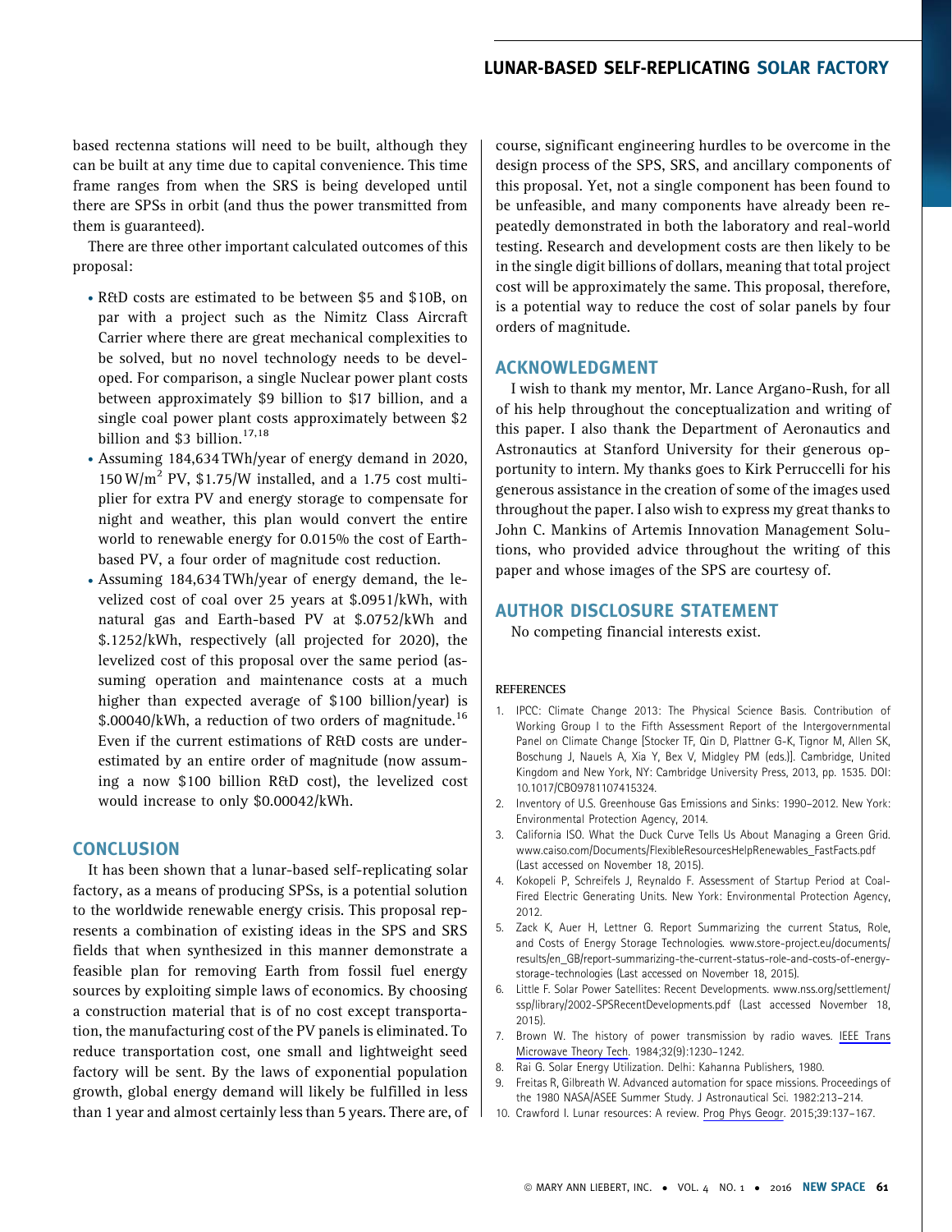based rectenna stations will need to be built, although they can be built at any time due to capital convenience. This time frame ranges from when the SRS is being developed until there are SPSs in orbit (and thus the power transmitted from them is guaranteed).

There are three other important calculated outcomes of this proposal:

- R&D costs are estimated to be between $5 and $10B, on par with a project such as the Nimitz Class Aircraft Carrier where there are great mechanical complexities to be solved, but no novel technology needs to be developed. For comparison, a single Nuclear power plant costs between approximately $9 billion to $17 billion, and a single coal power plant costs approximately between $2 billion and $3 billion.[17,18]
- Assuming 184,634 TWh/year of energy demand in 2020, 150 W/m$^2$ PV, $1.75/W installed, and a 1.75 cost multiplier for extra PV and energy storage to compensate for night and weather, this plan would convert the entire world to renewable energy for 0.015% the cost of Earth-based PV, a four order of magnitude cost reduction.
- Assuming 184,634 TWh/year of energy demand, the levelized cost of coal over 25 years at $.0951/kWh, with natural gas and Earth-based PV at $.0752/kWh and $.1252/kWh, respectively (all projected for 2020), the levelized cost of this proposal over the same period (assuming operation and maintenance costs at a much higher than expected average of $100 billion/year) is $.00040/kWh, a reduction of two orders of magnitude.[16] Even if the current estimations of R&D costs are underestimated by an entire order of magnitude (now assuming a now $100 billion R&D cost), the levelized cost would increase to only $0.00042/kWh.

## CONCLUSION

It has been shown that a lunar-based self-replicating solar factory, as a means of producing SPSs, is a potential solution to the worldwide renewable energy crisis. This proposal represents a combination of existing ideas in the SPS and SRS fields that when synthesized in this manner demonstrate a feasible plan for removing Earth from fossil fuel energy sources by exploiting simple laws of economics. By choosing a construction material that is of no cost except transportation, the manufacturing cost of the PV panels is eliminated. To reduce transportation cost, one small and lightweight seed factory will be sent. By the laws of exponential population growth, global energy demand will likely be fulfilled in less than 1 year and almost certainly less than 5 years. There are, of course, significant engineering hurdles to be overcome in the design process of the SPS, SRS, and ancillary components of this proposal. Yet, not a single component has been found to be unfeasible, and many components have already been repeatedly demonstrated in both the laboratory and real-world testing. Research and development costs are then likely to be in the single digit billions of dollars, meaning that total project cost will be approximately the same. This proposal, therefore, is a potential way to reduce the cost of solar panels by four orders of magnitude.

## ACKNOWLEDGMENT

I wish to thank my mentor, Mr. Lance Argano-Rush, for all of his help throughout the conceptualization and writing of this paper. I also thank the Department of Aeronautics and Astronautics at Stanford University for their generous opportunity to intern. My thanks goes to Kirk Perruccelli for his generous assistance in the creation of some of the images used throughout the paper. I also wish to express my great thanks to John C. Mankins of Artemis Innovation Management Solutions, who provided advice throughout the writing of this paper and whose images of the SPS are courtesy of.

## AUTHOR DISCLOSURE STATEMENT

No competing financial interests exist.

### REFERENCES

1. IPCC: Climate Change 2013: The Physical Science Basis. Contribution of Working Group I to the Fifth Assessment Report of the Intergovernmental Panel on Climate Change [Stocker TF, Qin D, Plattner G-K, Tignor M, Allen SK, Boschung J, Nauels A, Xia Y, Bex V, Midgley PM (eds.)]. Cambridge, United Kingdom and New York, NY: Cambridge University Press, 2013, pp. 1535. DOI: 10.1017/CBO9781107415324.
2. Inventory of U.S. Greenhouse Gas Emissions and Sinks: 1990–2012. New York: Environmental Protection Agency, 2014.
3. California ISO. What the Duck Curve Tells Us About Managing a Green Grid. www.caiso.com/Documents/FlexibleResourcesHelpRenewables_FastFacts.pdf (Last accessed on November 18, 2015).
4. Kokopeli P, Schreifels J, Reynaldo F. Assessment of Startup Period at Coal-Fired Electric Generating Units. New York: Environmental Protection Agency, 2012.
5. Zack K, Auer H, Lettner G. Report Summarizing the current Status, Role, and Costs of Energy Storage Technologies. www.store-project.eu/documents/results/en_GB/report-summarizing-the-current-status-role-and-costs-of-energy-storage-technologies (Last accessed on November 18, 2015).
6. Little F. Solar Power Satellites: Recent Developments. www.nss.org/settlement/ssp/library/2002-SPSRecentDevelopments.pdf (Last accessed November 18, 2015).
7. Brown W. The history of power transmission by radio waves. IEEE Trans Microwave Theory Tech. 1984;32(9):1230–1242.
8. Rai G. Solar Energy Utilization. Delhi: Kahanna Publishers, 1980.
9. Freitas R, Gilbreath W. Advanced automation for space missions. Proceedings of the 1980 NASA/ASEE Summer Study. J Astronautical Sci. 1982:213–214.
10. Crawford I. Lunar resources: A review. Prog Phys Geogr. 2015;39:137–167.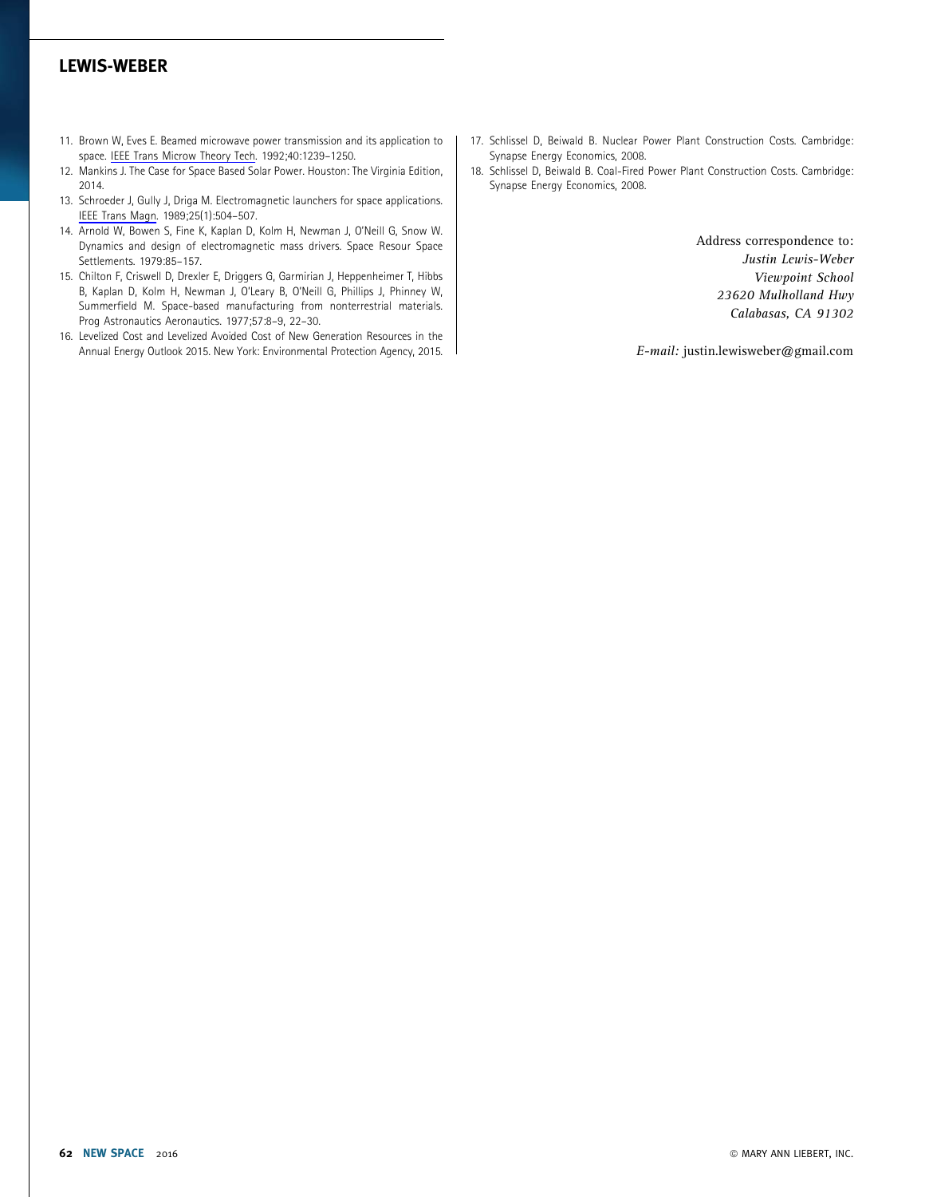11. Brown W, Eves E. Beamed microwave power transmission and its application to space. IEEE Trans Microw Theory Tech. 1992;40:1239–1250.
12. Mankins J. The Case for Space Based Solar Power. Houston: The Virginia Edition, 2014.
13. Schroeder J, Gully J, Driga M. Electromagnetic launchers for space applications. IEEE Trans Magn. 1989;25(1):504–507.
14. Arnold W, Bowen S, Fine K, Kaplan D, Kolm H, Newman J, O'Neill G, Snow W. Dynamics and design of electromagnetic mass drivers. Space Resour Space Settlements. 1979:85–157.
15. Chilton F, Criswell D, Drexler E, Driggers G, Garmirian J, Heppenheimer T, Hibbs B, Kaplan D, Kolm H, Newman J, O'Leary B, O'Neill G, Phillips J, Phinney W, Summerfield M. Space-based manufacturing from nonterrestrial materials. Prog Astronautics Aeronautics. 1977;57:8–9, 22–30.
16. Levelized Cost and Levelized Avoided Cost of New Generation Resources in the Annual Energy Outlook 2015. New York: Environmental Protection Agency, 2015.
17. Schlissel D, Beiwald B. Nuclear Power Plant Construction Costs. Cambridge: Synapse Energy Economics, 2008.
18. Schlissel D, Beiwald B. Coal-Fired Power Plant Construction Costs. Cambridge: Synapse Energy Economics, 2008.

Address correspondence to:
*Justin Lewis-Weber*
*Viewpoint School*
*23620 Mulholland Hwy*
*Calabasas, CA 91302*

*E-mail:* justin.lewisweber@gmail.com